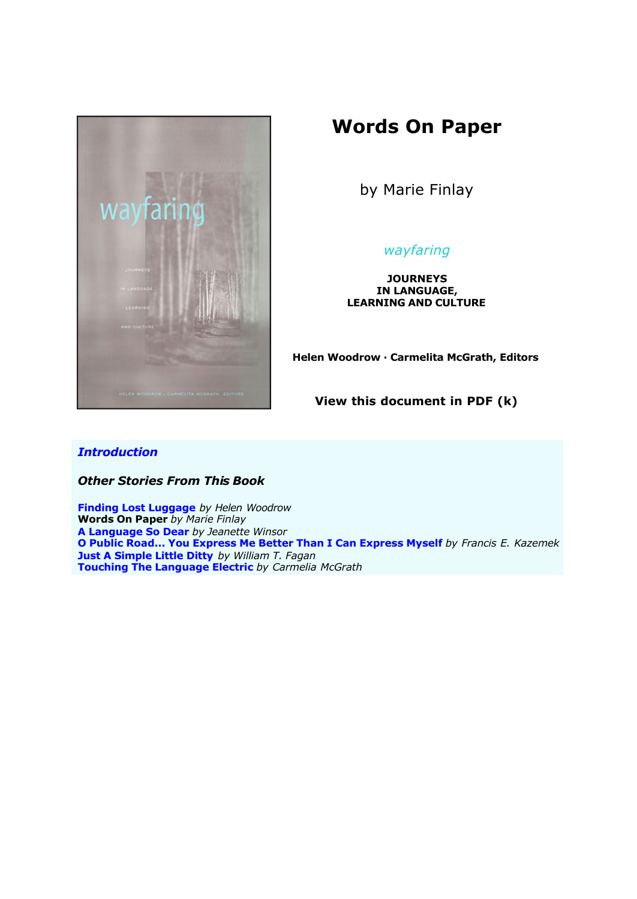# Words On Paper

by Marie Finlay

*wayfaring*

**JOURNEYS IN LANGUAGE, LEARNING AND CULTURE**

**Helen Woodrow · Carmelita McGrath, Editors**

**View this document in PDF (k)**

***Introduction***

***Other Stories From This Book***

**Finding Lost Luggage** *by Helen Woodrow*
**Words On Paper** *by Marie Finlay*
**A Language So Dear** *by Jeanette Winsor*
**O Public Road... You Express Me Better Than I Can Express Myself** *by Francis E. Kazemek*
**Just A Simple Little Ditty** *by William T. Fagan*
**Touching The Language Electric** *by Carmelia McGrath*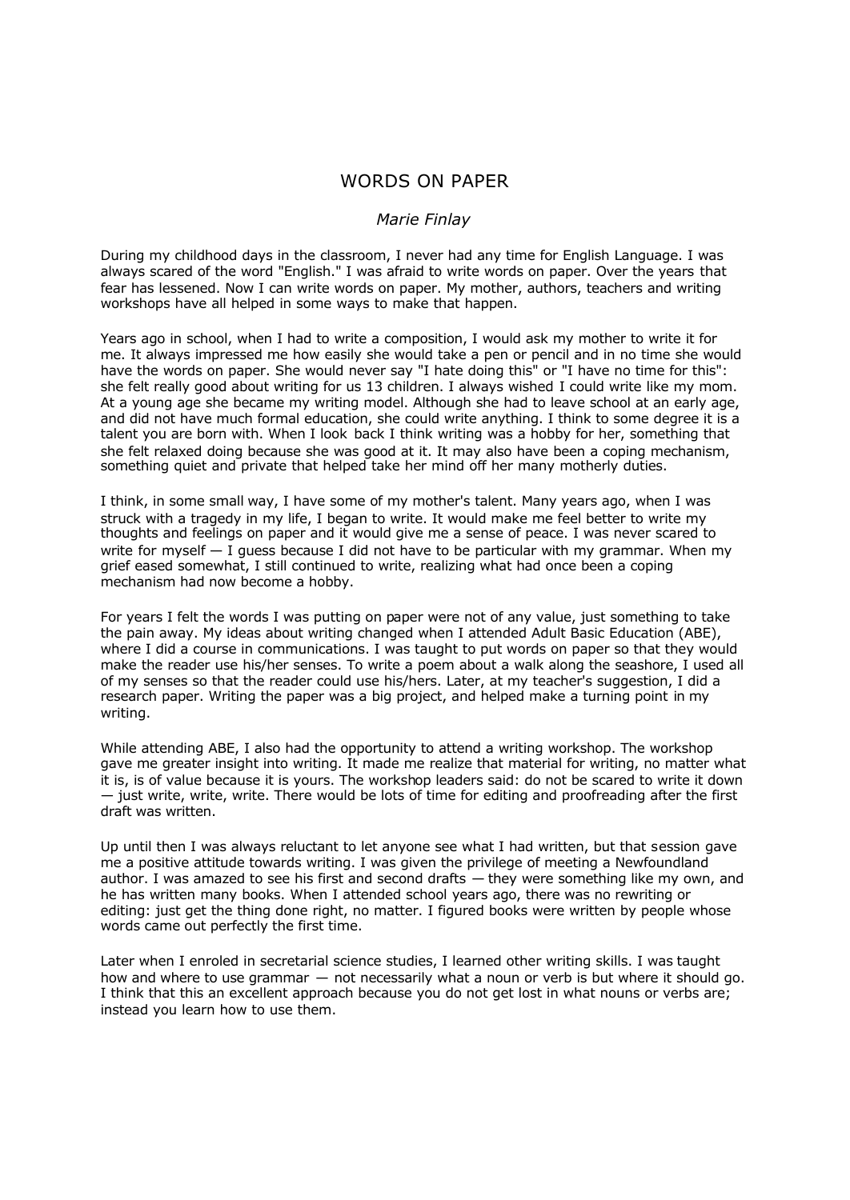# WORDS ON PAPER

*Marie Finlay*

During my childhood days in the classroom, I never had any time for English Language. I was always scared of the word "English." I was afraid to write words on paper. Over the years that fear has lessened. Now I can write words on paper. My mother, authors, teachers and writing workshops have all helped in some ways to make that happen.

Years ago in school, when I had to write a composition, I would ask my mother to write it for me. It always impressed me how easily she would take a pen or pencil and in no time she would have the words on paper. She would never say "I hate doing this" or "I have no time for this": she felt really good about writing for us 13 children. I always wished I could write like my mom. At a young age she became my writing model. Although she had to leave school at an early age, and did not have much formal education, she could write anything. I think to some degree it is a talent you are born with. When I look back I think writing was a hobby for her, something that she felt relaxed doing because she was good at it. It may also have been a coping mechanism, something quiet and private that helped take her mind off her many motherly duties.

I think, in some small way, I have some of my mother's talent. Many years ago, when I was struck with a tragedy in my life, I began to write. It would make me feel better to write my thoughts and feelings on paper and it would give me a sense of peace. I was never scared to write for myself — I guess because I did not have to be particular with my grammar. When my grief eased somewhat, I still continued to write, realizing what had once been a coping mechanism had now become a hobby.

For years I felt the words I was putting on paper were not of any value, just something to take the pain away. My ideas about writing changed when I attended Adult Basic Education (ABE), where I did a course in communications. I was taught to put words on paper so that they would make the reader use his/her senses. To write a poem about a walk along the seashore, I used all of my senses so that the reader could use his/hers. Later, at my teacher's suggestion, I did a research paper. Writing the paper was a big project, and helped make a turning point in my writing.

While attending ABE, I also had the opportunity to attend a writing workshop. The workshop gave me greater insight into writing. It made me realize that material for writing, no matter what it is, is of value because it is yours. The workshop leaders said: do not be scared to write it down — just write, write, write. There would be lots of time for editing and proofreading after the first draft was written.

Up until then I was always reluctant to let anyone see what I had written, but that session gave me a positive attitude towards writing. I was given the privilege of meeting a Newfoundland author. I was amazed to see his first and second drafts — they were something like my own, and he has written many books. When I attended school years ago, there was no rewriting or editing: just get the thing done right, no matter. I figured books were written by people whose words came out perfectly the first time.

Later when I enroled in secretarial science studies, I learned other writing skills. I was taught how and where to use grammar — not necessarily what a noun or verb is but where it should go. I think that this an excellent approach because you do not get lost in what nouns or verbs are; instead you learn how to use them.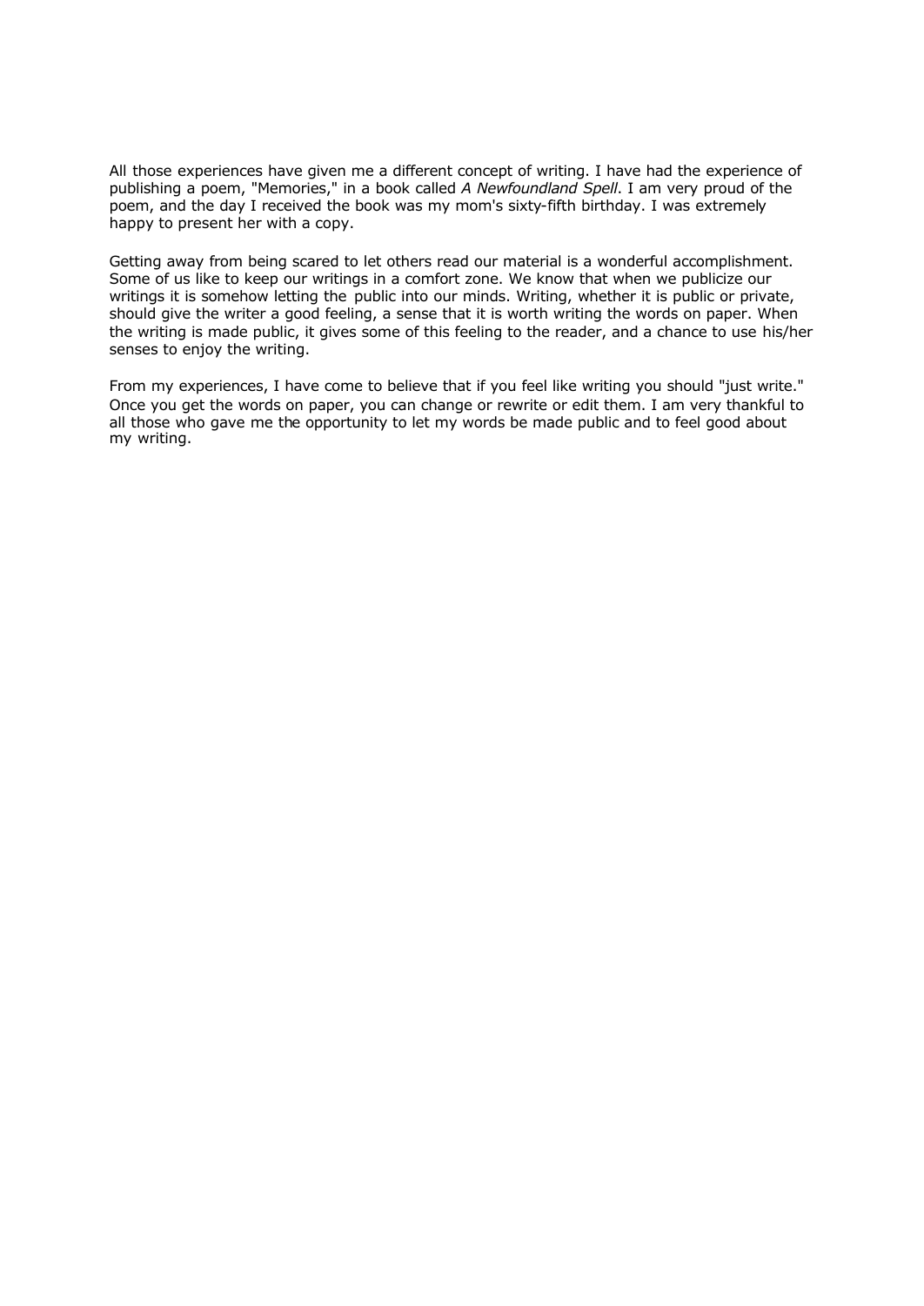All those experiences have given me a different concept of writing. I have had the experience of publishing a poem, "Memories," in a book called *A Newfoundland Spell*. I am very proud of the poem, and the day I received the book was my mom's sixty-fifth birthday. I was extremely happy to present her with a copy.

Getting away from being scared to let others read our material is a wonderful accomplishment. Some of us like to keep our writings in a comfort zone. We know that when we publicize our writings it is somehow letting the public into our minds. Writing, whether it is public or private, should give the writer a good feeling, a sense that it is worth writing the words on paper. When the writing is made public, it gives some of this feeling to the reader, and a chance to use his/her senses to enjoy the writing.

From my experiences, I have come to believe that if you feel like writing you should "just write." Once you get the words on paper, you can change or rewrite or edit them. I am very thankful to all those who gave me the opportunity to let my words be made public and to feel good about my writing.